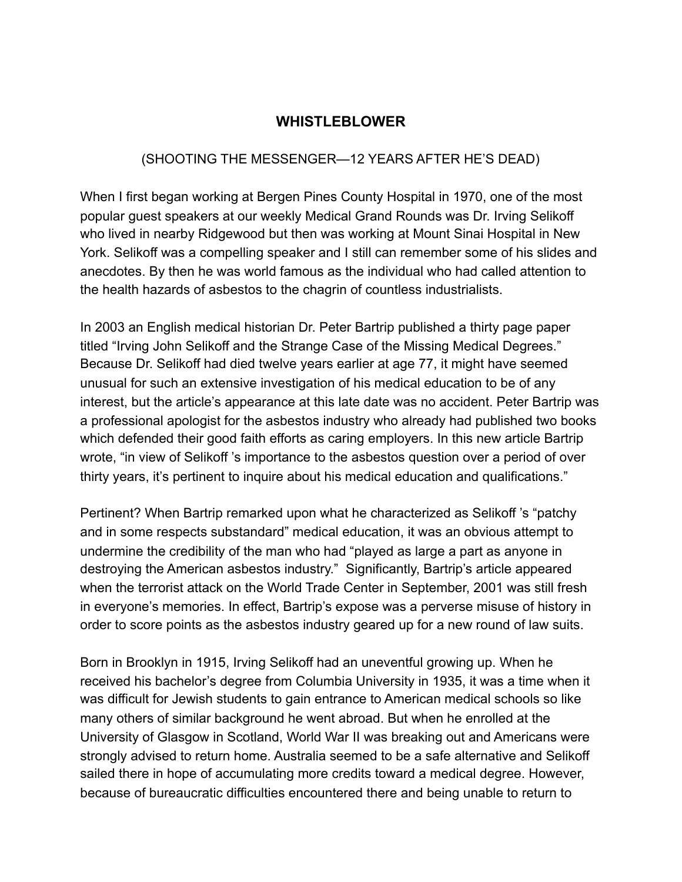# WHISTLEBLOWER

## (SHOOTING THE MESSENGER—12 YEARS AFTER HE'S DEAD)

When I first began working at Bergen Pines County Hospital in 1970, one of the most popular guest speakers at our weekly Medical Grand Rounds was Dr. Irving Selikoff who lived in nearby Ridgewood but then was working at Mount Sinai Hospital in New York. Selikoff was a compelling speaker and I still can remember some of his slides and anecdotes. By then he was world famous as the individual who had called attention to the health hazards of asbestos to the chagrin of countless industrialists.

In 2003 an English medical historian Dr. Peter Bartrip published a thirty page paper titled "Irving John Selikoff and the Strange Case of the Missing Medical Degrees." Because Dr. Selikoff had died twelve years earlier at age 77, it might have seemed unusual for such an extensive investigation of his medical education to be of any interest, but the article's appearance at this late date was no accident. Peter Bartrip was a professional apologist for the asbestos industry who already had published two books which defended their good faith efforts as caring employers. In this new article Bartrip wrote, "in view of Selikoff 's importance to the asbestos question over a period of over thirty years, it's pertinent to inquire about his medical education and qualifications."

Pertinent? When Bartrip remarked upon what he characterized as Selikoff 's "patchy and in some respects substandard" medical education, it was an obvious attempt to undermine the credibility of the man who had "played as large a part as anyone in destroying the American asbestos industry." Significantly, Bartrip's article appeared when the terrorist attack on the World Trade Center in September, 2001 was still fresh in everyone's memories. In effect, Bartrip's expose was a perverse misuse of history in order to score points as the asbestos industry geared up for a new round of law suits.

Born in Brooklyn in 1915, Irving Selikoff had an uneventful growing up. When he received his bachelor's degree from Columbia University in 1935, it was a time when it was difficult for Jewish students to gain entrance to American medical schools so like many others of similar background he went abroad. But when he enrolled at the University of Glasgow in Scotland, World War II was breaking out and Americans were strongly advised to return home. Australia seemed to be a safe alternative and Selikoff sailed there in hope of accumulating more credits toward a medical degree. However, because of bureaucratic difficulties encountered there and being unable to return to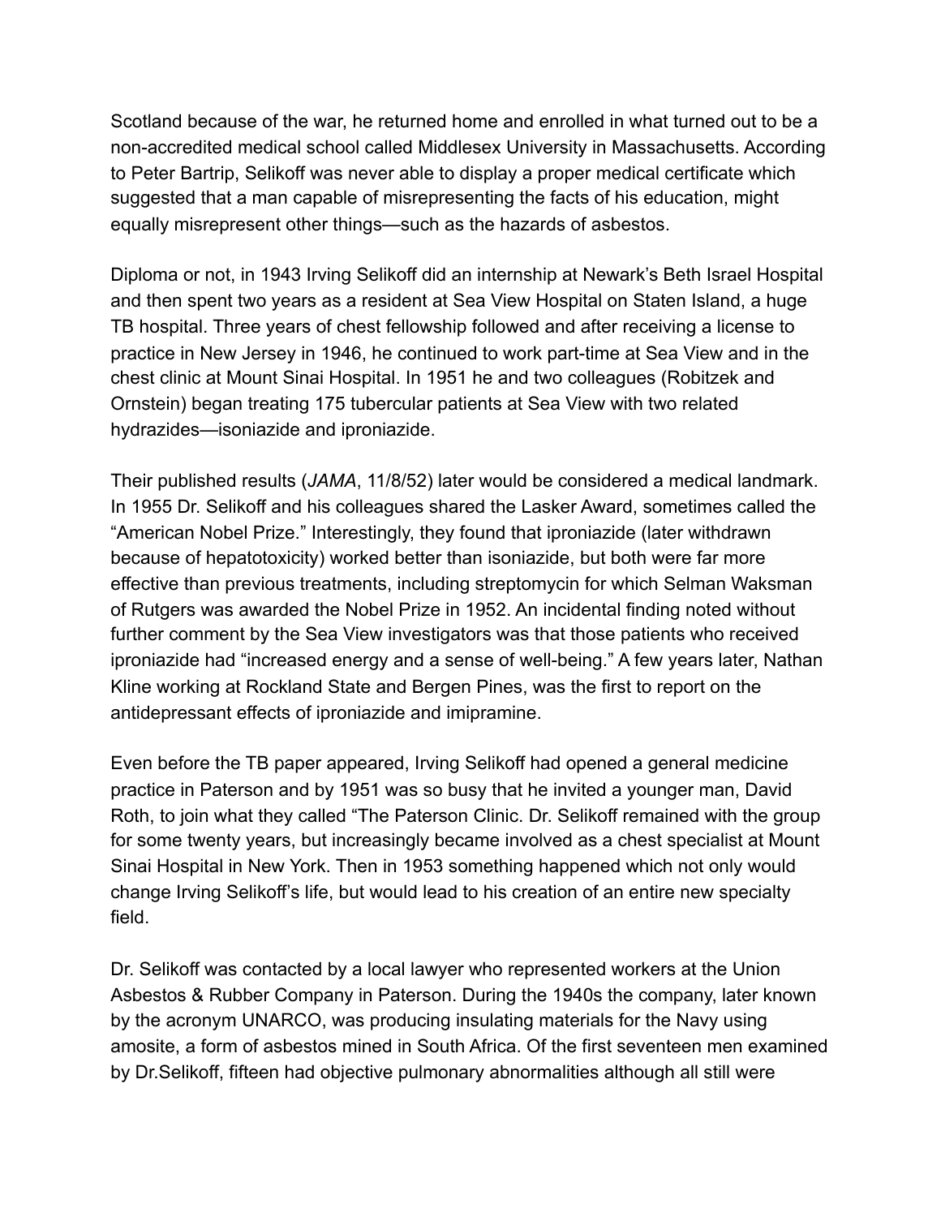Scotland because of the war, he returned home and enrolled in what turned out to be a non-accredited medical school called Middlesex University in Massachusetts. According to Peter Bartrip, Selikoff was never able to display a proper medical certificate which suggested that a man capable of misrepresenting the facts of his education, might equally misrepresent other things—such as the hazards of asbestos.

Diploma or not, in 1943 Irving Selikoff did an internship at Newark's Beth Israel Hospital and then spent two years as a resident at Sea View Hospital on Staten Island, a huge TB hospital. Three years of chest fellowship followed and after receiving a license to practice in New Jersey in 1946, he continued to work part-time at Sea View and in the chest clinic at Mount Sinai Hospital. In 1951 he and two colleagues (Robitzek and Ornstein) began treating 175 tubercular patients at Sea View with two related hydrazides—isoniazide and iproniazide.

Their published results (*JAMA*, 11/8/52) later would be considered a medical landmark. In 1955 Dr. Selikoff and his colleagues shared the Lasker Award, sometimes called the "American Nobel Prize." Interestingly, they found that iproniazide (later withdrawn because of hepatotoxicity) worked better than isoniazide, but both were far more effective than previous treatments, including streptomycin for which Selman Waksman of Rutgers was awarded the Nobel Prize in 1952. An incidental finding noted without further comment by the Sea View investigators was that those patients who received iproniazide had "increased energy and a sense of well-being." A few years later, Nathan Kline working at Rockland State and Bergen Pines, was the first to report on the antidepressant effects of iproniazide and imipramine.

Even before the TB paper appeared, Irving Selikoff had opened a general medicine practice in Paterson and by 1951 was so busy that he invited a younger man, David Roth, to join what they called "The Paterson Clinic. Dr. Selikoff remained with the group for some twenty years, but increasingly became involved as a chest specialist at Mount Sinai Hospital in New York. Then in 1953 something happened which not only would change Irving Selikoff's life, but would lead to his creation of an entire new specialty field.

Dr. Selikoff was contacted by a local lawyer who represented workers at the Union Asbestos & Rubber Company in Paterson. During the 1940s the company, later known by the acronym UNARCO, was producing insulating materials for the Navy using amosite, a form of asbestos mined in South Africa. Of the first seventeen men examined by Dr.Selikoff, fifteen had objective pulmonary abnormalities although all still were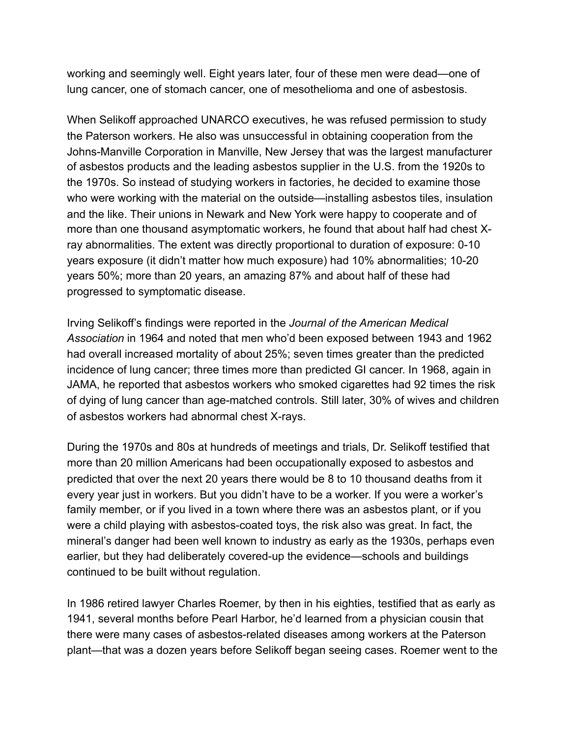working and seemingly well. Eight years later, four of these men were dead—one of lung cancer, one of stomach cancer, one of mesothelioma and one of asbestosis.

When Selikoff approached UNARCO executives, he was refused permission to study the Paterson workers. He also was unsuccessful in obtaining cooperation from the Johns-Manville Corporation in Manville, New Jersey that was the largest manufacturer of asbestos products and the leading asbestos supplier in the U.S. from the 1920s to the 1970s. So instead of studying workers in factories, he decided to examine those who were working with the material on the outside—installing asbestos tiles, insulation and the like. Their unions in Newark and New York were happy to cooperate and of more than one thousand asymptomatic workers, he found that about half had chest X-ray abnormalities. The extent was directly proportional to duration of exposure: 0-10 years exposure (it didn't matter how much exposure) had 10% abnormalities; 10-20 years 50%; more than 20 years, an amazing 87% and about half of these had progressed to symptomatic disease.

Irving Selikoff's findings were reported in the *Journal of the American Medical Association* in 1964 and noted that men who'd been exposed between 1943 and 1962 had overall increased mortality of about 25%; seven times greater than the predicted incidence of lung cancer; three times more than predicted GI cancer. In 1968, again in JAMA, he reported that asbestos workers who smoked cigarettes had 92 times the risk of dying of lung cancer than age-matched controls. Still later, 30% of wives and children of asbestos workers had abnormal chest X-rays.

During the 1970s and 80s at hundreds of meetings and trials, Dr. Selikoff testified that more than 20 million Americans had been occupationally exposed to asbestos and predicted that over the next 20 years there would be 8 to 10 thousand deaths from it every year just in workers. But you didn't have to be a worker. If you were a worker's family member, or if you lived in a town where there was an asbestos plant, or if you were a child playing with asbestos-coated toys, the risk also was great. In fact, the mineral's danger had been well known to industry as early as the 1930s, perhaps even earlier, but they had deliberately covered-up the evidence—schools and buildings continued to be built without regulation.

In 1986 retired lawyer Charles Roemer, by then in his eighties, testified that as early as 1941, several months before Pearl Harbor, he'd learned from a physician cousin that there were many cases of asbestos-related diseases among workers at the Paterson plant—that was a dozen years before Selikoff began seeing cases. Roemer went to the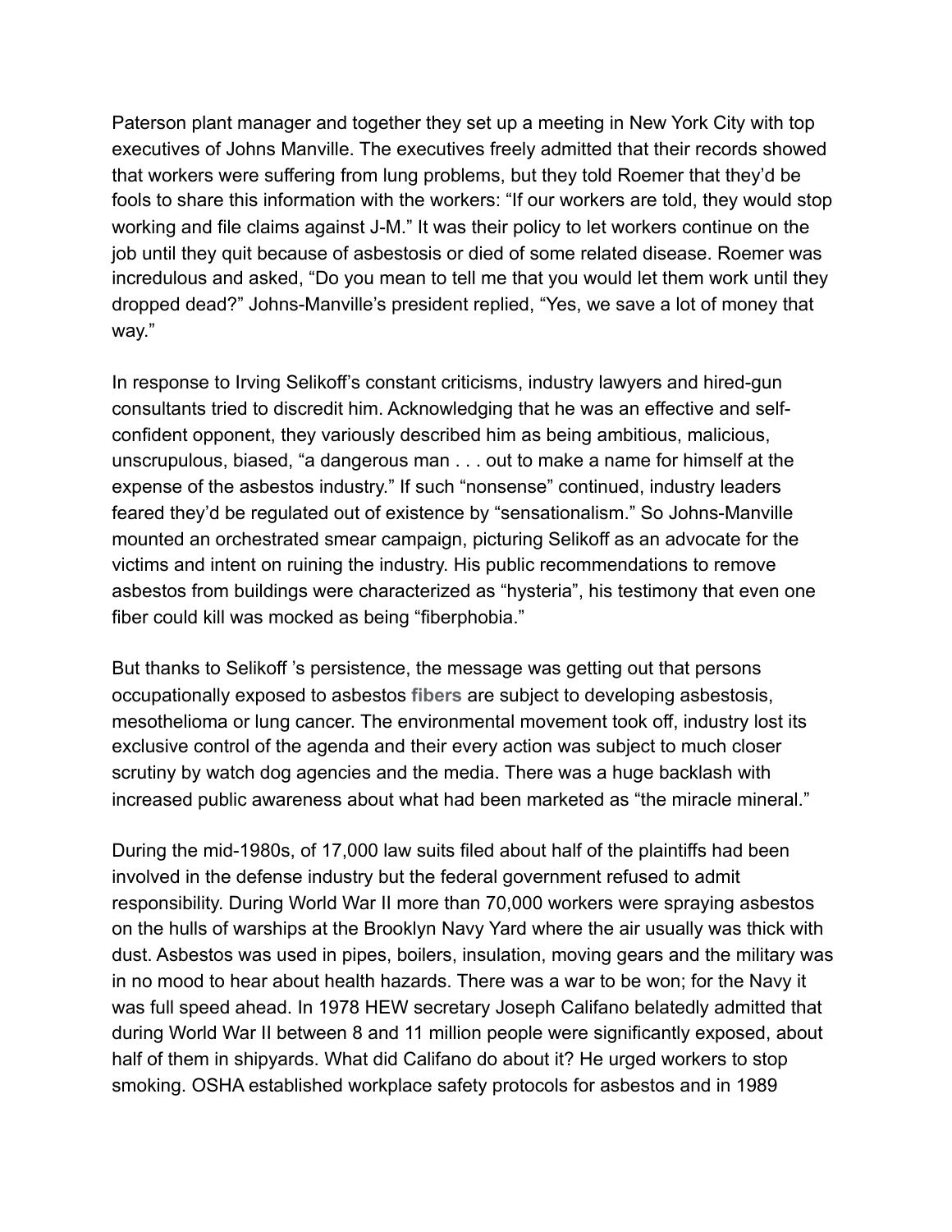Paterson plant manager and together they set up a meeting in New York City with top executives of Johns Manville. The executives freely admitted that their records showed that workers were suffering from lung problems, but they told Roemer that they'd be fools to share this information with the workers: "If our workers are told, they would stop working and file claims against J-M." It was their policy to let workers continue on the job until they quit because of asbestosis or died of some related disease. Roemer was incredulous and asked, "Do you mean to tell me that you would let them work until they dropped dead?" Johns-Manville's president replied, "Yes, we save a lot of money that way."

In response to Irving Selikoff's constant criticisms, industry lawyers and hired-gun consultants tried to discredit him. Acknowledging that he was an effective and self-confident opponent, they variously described him as being ambitious, malicious, unscrupulous, biased, "a dangerous man . . . out to make a name for himself at the expense of the asbestos industry." If such "nonsense" continued, industry leaders feared they'd be regulated out of existence by "sensationalism." So Johns-Manville mounted an orchestrated smear campaign, picturing Selikoff as an advocate for the victims and intent on ruining the industry. His public recommendations to remove asbestos from buildings were characterized as "hysteria", his testimony that even one fiber could kill was mocked as being "fiberphobia."

But thanks to Selikoff 's persistence, the message was getting out that persons occupationally exposed to asbestos **fibers** are subject to developing asbestosis, mesothelioma or lung cancer. The environmental movement took off, industry lost its exclusive control of the agenda and their every action was subject to much closer scrutiny by watch dog agencies and the media. There was a huge backlash with increased public awareness about what had been marketed as "the miracle mineral."

During the mid-1980s, of 17,000 law suits filed about half of the plaintiffs had been involved in the defense industry but the federal government refused to admit responsibility. During World War II more than 70,000 workers were spraying asbestos on the hulls of warships at the Brooklyn Navy Yard where the air usually was thick with dust. Asbestos was used in pipes, boilers, insulation, moving gears and the military was in no mood to hear about health hazards. There was a war to be won; for the Navy it was full speed ahead. In 1978 HEW secretary Joseph Califano belatedly admitted that during World War II between 8 and 11 million people were significantly exposed, about half of them in shipyards. What did Califano do about it? He urged workers to stop smoking. OSHA established workplace safety protocols for asbestos and in 1989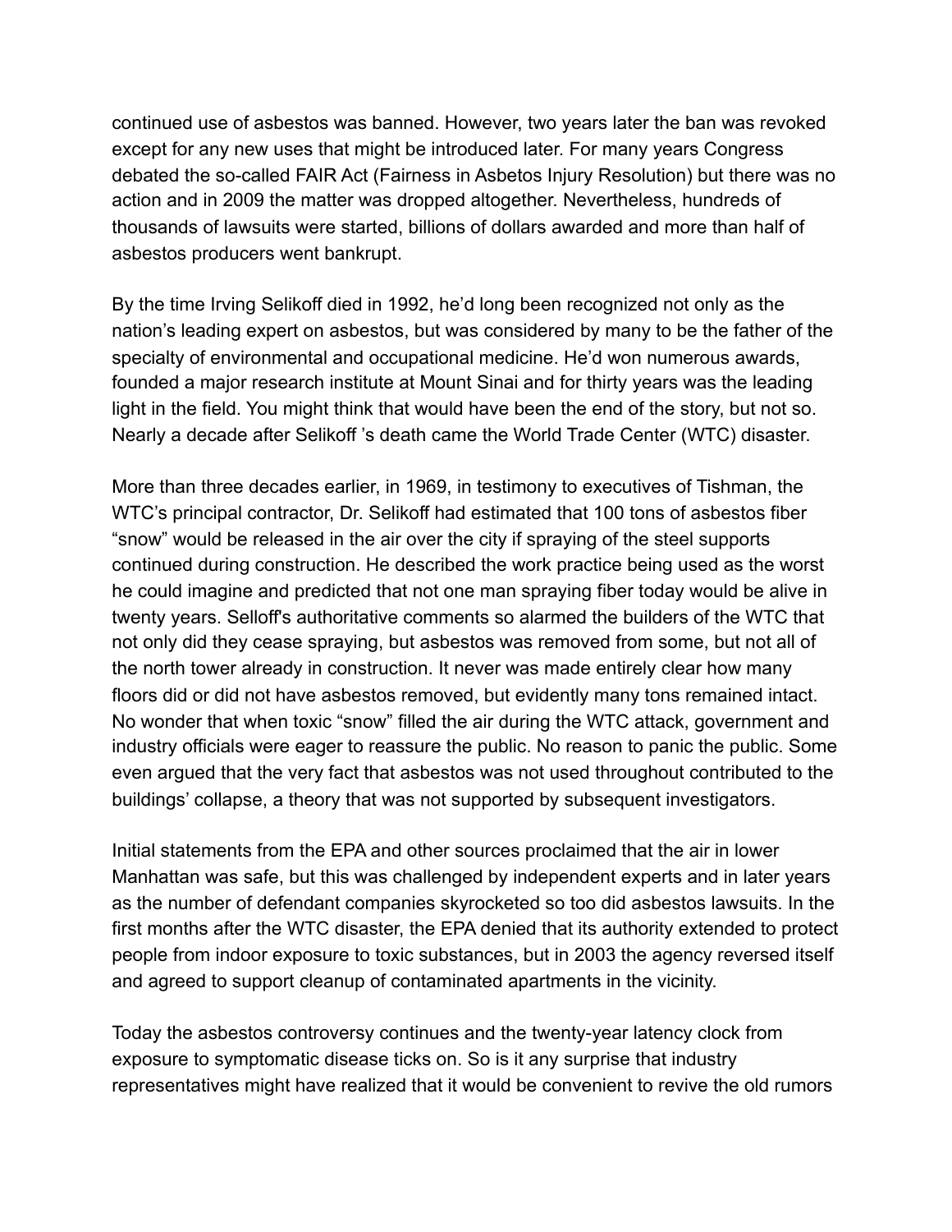continued use of asbestos was banned. However, two years later the ban was revoked except for any new uses that might be introduced later. For many years Congress debated the so-called FAIR Act (Fairness in Asbetos Injury Resolution) but there was no action and in 2009 the matter was dropped altogether. Nevertheless, hundreds of thousands of lawsuits were started, billions of dollars awarded and more than half of asbestos producers went bankrupt.

By the time Irving Selikoff died in 1992, he'd long been recognized not only as the nation's leading expert on asbestos, but was considered by many to be the father of the specialty of environmental and occupational medicine. He'd won numerous awards, founded a major research institute at Mount Sinai and for thirty years was the leading light in the field. You might think that would have been the end of the story, but not so. Nearly a decade after Selikoff 's death came the World Trade Center (WTC) disaster.

More than three decades earlier, in 1969, in testimony to executives of Tishman, the WTC's principal contractor, Dr. Selikoff had estimated that 100 tons of asbestos fiber "snow" would be released in the air over the city if spraying of the steel supports continued during construction. He described the work practice being used as the worst he could imagine and predicted that not one man spraying fiber today would be alive in twenty years. Selloff's authoritative comments so alarmed the builders of the WTC that not only did they cease spraying, but asbestos was removed from some, but not all of the north tower already in construction. It never was made entirely clear how many floors did or did not have asbestos removed, but evidently many tons remained intact. No wonder that when toxic "snow" filled the air during the WTC attack, government and industry officials were eager to reassure the public. No reason to panic the public. Some even argued that the very fact that asbestos was not used throughout contributed to the buildings' collapse, a theory that was not supported by subsequent investigators.

Initial statements from the EPA and other sources proclaimed that the air in lower Manhattan was safe, but this was challenged by independent experts and in later years as the number of defendant companies skyrocketed so too did asbestos lawsuits. In the first months after the WTC disaster, the EPA denied that its authority extended to protect people from indoor exposure to toxic substances, but in 2003 the agency reversed itself and agreed to support cleanup of contaminated apartments in the vicinity.

Today the asbestos controversy continues and the twenty-year latency clock from exposure to symptomatic disease ticks on. So is it any surprise that industry representatives might have realized that it would be convenient to revive the old rumors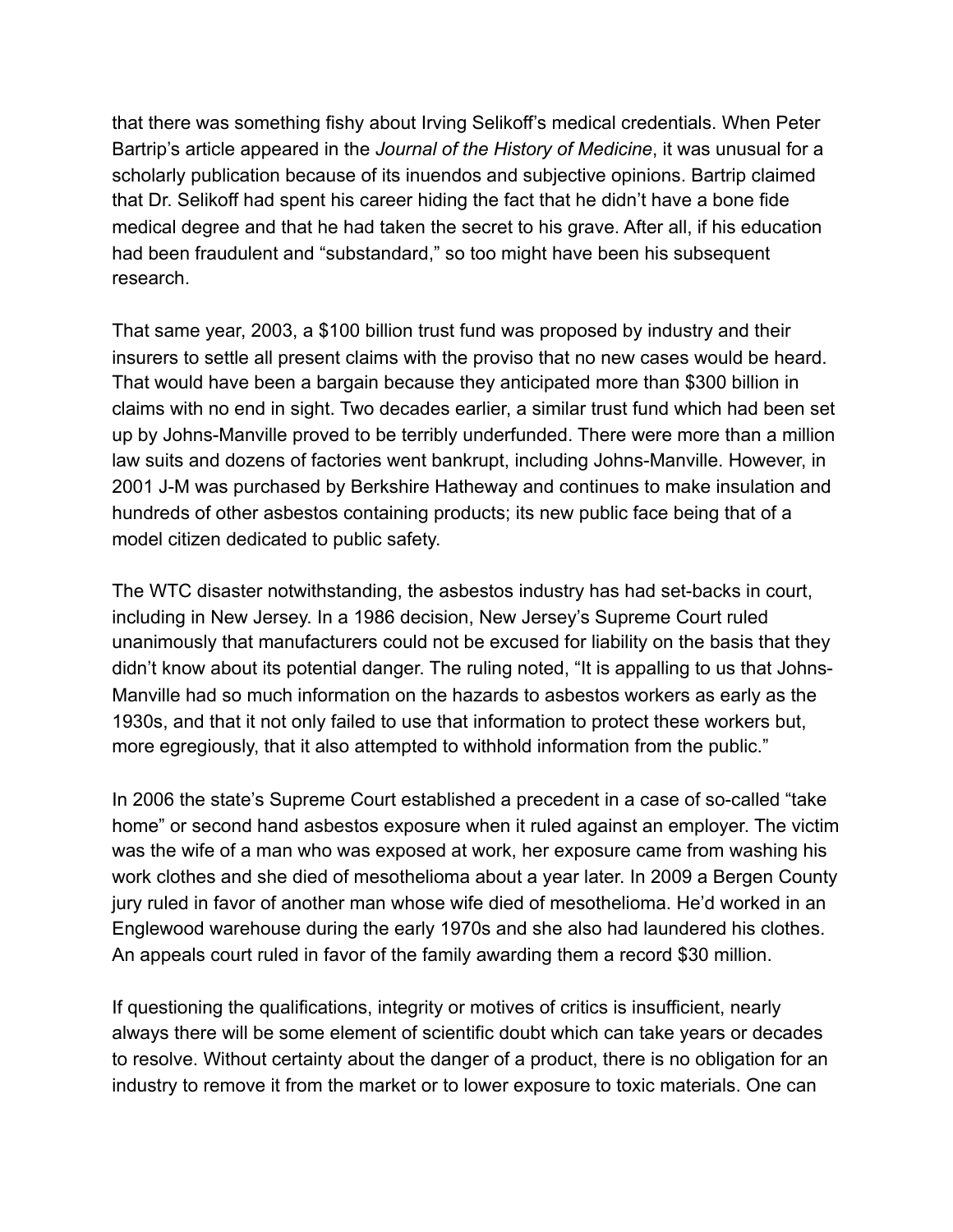that there was something fishy about Irving Selikoff's medical credentials. When Peter Bartrip's article appeared in the *Journal of the History of Medicine*, it was unusual for a scholarly publication because of its inuendos and subjective opinions. Bartrip claimed that Dr. Selikoff had spent his career hiding the fact that he didn't have a bone fide medical degree and that he had taken the secret to his grave. After all, if his education had been fraudulent and "substandard," so too might have been his subsequent research.

That same year, 2003, a $100 billion trust fund was proposed by industry and their insurers to settle all present claims with the proviso that no new cases would be heard. That would have been a bargain because they anticipated more than $300 billion in claims with no end in sight. Two decades earlier, a similar trust fund which had been set up by Johns-Manville proved to be terribly underfunded. There were more than a million law suits and dozens of factories went bankrupt, including Johns-Manville. However, in 2001 J-M was purchased by Berkshire Hatheway and continues to make insulation and hundreds of other asbestos containing products; its new public face being that of a model citizen dedicated to public safety.

The WTC disaster notwithstanding, the asbestos industry has had set-backs in court, including in New Jersey. In a 1986 decision, New Jersey's Supreme Court ruled unanimously that manufacturers could not be excused for liability on the basis that they didn't know about its potential danger. The ruling noted, "It is appalling to us that Johns-Manville had so much information on the hazards to asbestos workers as early as the 1930s, and that it not only failed to use that information to protect these workers but, more egregiously, that it also attempted to withhold information from the public."

In 2006 the state's Supreme Court established a precedent in a case of so-called "take home" or second hand asbestos exposure when it ruled against an employer. The victim was the wife of a man who was exposed at work, her exposure came from washing his work clothes and she died of mesothelioma about a year later. In 2009 a Bergen County jury ruled in favor of another man whose wife died of mesothelioma. He'd worked in an Englewood warehouse during the early 1970s and she also had laundered his clothes. An appeals court ruled in favor of the family awarding them a record $30 million.

If questioning the qualifications, integrity or motives of critics is insufficient, nearly always there will be some element of scientific doubt which can take years or decades to resolve. Without certainty about the danger of a product, there is no obligation for an industry to remove it from the market or to lower exposure to toxic materials. One can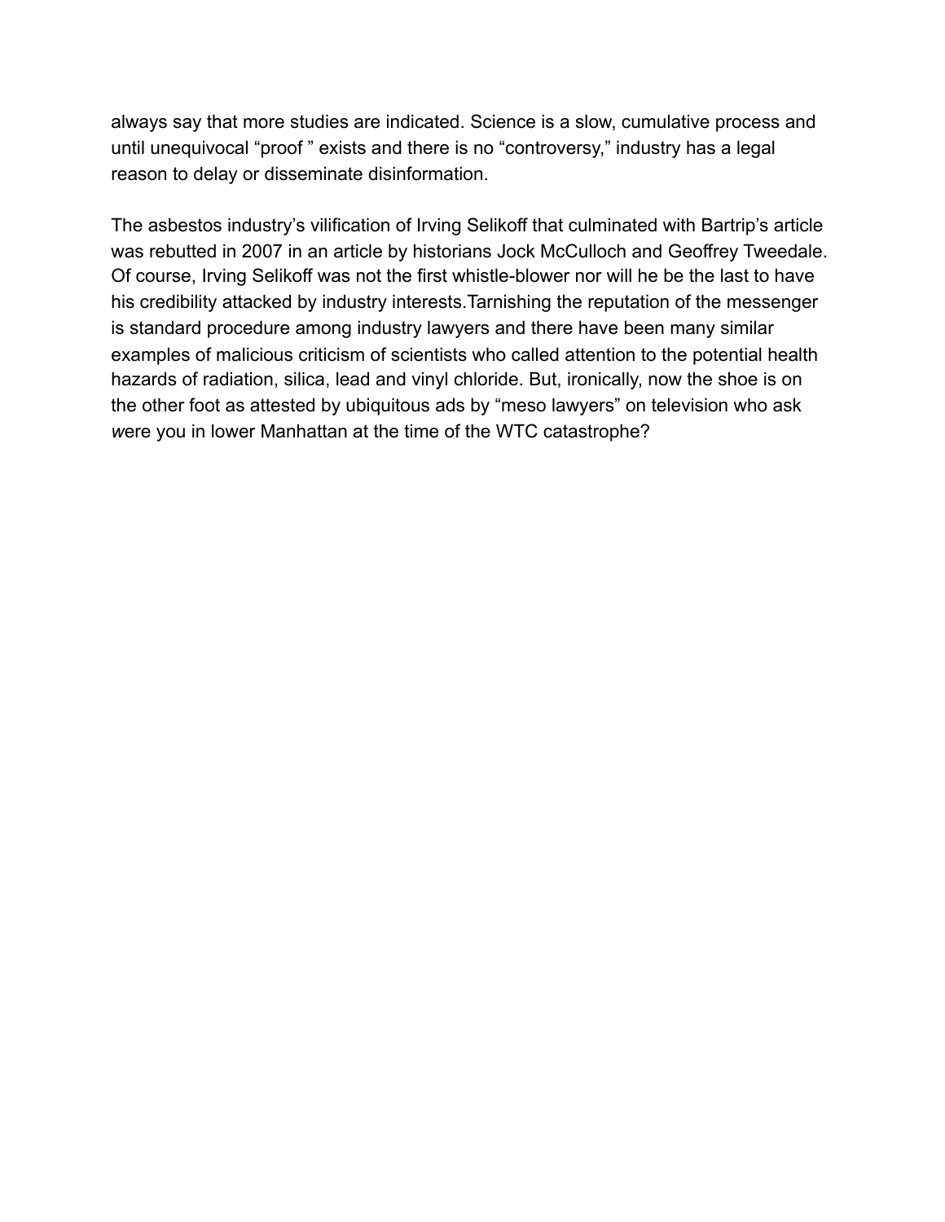always say that more studies are indicated. Science is a slow, cumulative process and until unequivocal “proof ” exists and there is no “controversy,” industry has a legal reason to delay or disseminate disinformation.

The asbestos industry’s vilification of Irving Selikoff that culminated with Bartrip’s article was rebutted in 2007 in an article by historians Jock McCulloch and Geoffrey Tweedale. Of course, Irving Selikoff was not the first whistle-blower nor will he be the last to have his credibility attacked by industry interests.Tarnishing the reputation of the messenger is standard procedure among industry lawyers and there have been many similar examples of malicious criticism of scientists who called attention to the potential health hazards of radiation, silica, lead and vinyl chloride. But, ironically, now the shoe is on the other foot as attested by ubiquitous ads by “meso lawyers” on television who ask *w*ere you in lower Manhattan at the time of the WTC catastrophe?